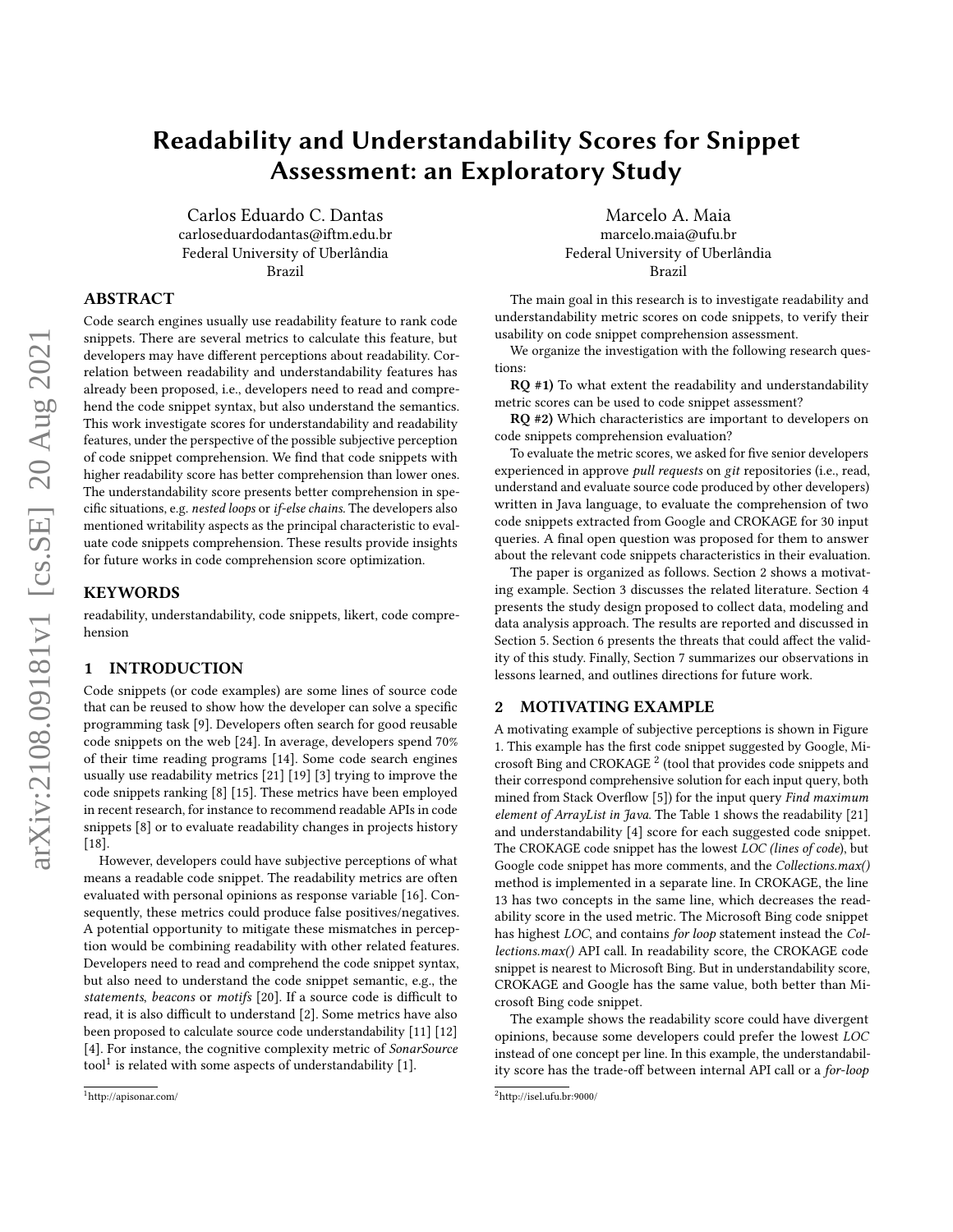# Readability and Understandability Scores for Snippet Assessment: an Exploratory Study

Carlos Eduardo C. Dantas
carloseduardodantas@iftm.edu.br
Federal University of Uberlândia
Brazil

Marcelo A. Maia
marcelo.maia@ufu.br
Federal University of Uberlândia
Brazil

## ABSTRACT

Code search engines usually use readability feature to rank code snippets. There are several metrics to calculate this feature, but developers may have different perceptions about readability. Correlation between readability and understandability features has already been proposed, i.e., developers need to read and comprehend the code snippet syntax, but also understand the semantics. This work investigate scores for understandability and readability features, under the perspective of the possible subjective perception of code snippet comprehension. We find that code snippets with higher readability score has better comprehension than lower ones. The understandability score presents better comprehension in specific situations, e.g. *nested loops* or *if-else chains*. The developers also mentioned writability aspects as the principal characteristic to evaluate code snippets comprehension. These results provide insights for future works in code comprehension score optimization.

## KEYWORDS

readability, understandability, code snippets, likert, code comprehension

## 1 INTRODUCTION

Code snippets (or code examples) are some lines of source code that can be reused to show how the developer can solve a specific programming task [9]. Developers often search for good reusable code snippets on the web [24]. In average, developers spend 70% of their time reading programs [14]. Some code search engines usually use readability metrics [21] [19] [3] trying to improve the code snippets ranking [8] [15]. These metrics have been employed in recent research, for instance to recommend readable APIs in code snippets [8] or to evaluate readability changes in projects history [18].

However, developers could have subjective perceptions of what means a readable code snippet. The readability metrics are often evaluated with personal opinions as response variable [16]. Consequently, these metrics could produce false positives/negatives. A potential opportunity to mitigate these mismatches in perception would be combining readability with other related features. Developers need to read and comprehend the code snippet syntax, but also need to understand the code snippet semantic, e.g., the *statements*, *beacons* or *motifs* [20]. If a source code is difficult to read, it is also difficult to understand [2]. Some metrics have also been proposed to calculate source code understandability [11] [12] [4]. For instance, the cognitive complexity metric of *SonarSource* tool[1] is related with some aspects of understandability [1].

[1] http://apisonar.com/

The main goal in this research is to investigate readability and understandability metric scores on code snippets, to verify their usability on code snippet comprehension assessment.

We organize the investigation with the following research questions:

**RQ #1)** To what extent the readability and understandability metric scores can be used to code snippet assessment?

**RQ #2)** Which characteristics are important to developers on code snippets comprehension evaluation?

To evaluate the metric scores, we asked for five senior developers experienced in approve *pull requests* on *git* repositories (i.e., read, understand and evaluate source code produced by other developers) written in Java language, to evaluate the comprehension of two code snippets extracted from Google and CROKAGE for 30 input queries. A final open question was proposed for them to answer about the relevant code snippets characteristics in their evaluation.

The paper is organized as follows. Section 2 shows a motivating example. Section 3 discusses the related literature. Section 4 presents the study design proposed to collect data, modeling and data analysis approach. The results are reported and discussed in Section 5. Section 6 presents the threats that could affect the validity of this study. Finally, Section 7 summarizes our observations in lessons learned, and outlines directions for future work.

## 2 MOTIVATING EXAMPLE

A motivating example of subjective perceptions is shown in Figure 1. This example has the first code snippet suggested by Google, Microsoft Bing and CROKAGE [2] (tool that provides code snippets and their correspond comprehensive solution for each input query, both mined from Stack Overflow [5]) for the input query *Find maximum element of ArrayList in Java*. The Table 1 shows the readability [21] and understandability [4] score for each suggested code snippet. The CROKAGE code snippet has the lowest *LOC (lines of code)*, but Google code snippet has more comments, and the *Collections.max()* method is implemented in a separate line. In CROKAGE, the line 13 has two concepts in the same line, which decreases the readability score in the used metric. The Microsoft Bing code snippet has highest *LOC*, and contains *for loop* statement instead the *Collections.max()* API call. In readability score, the CROKAGE code snippet is nearest to Microsoft Bing. But in understandability score, CROKAGE and Google has the same value, both better than Microsoft Bing code snippet.

The example shows the readability score could have divergent opinions, because some developers could prefer the lowest *LOC* instead of one concept per line. In this example, the understandability score has the trade-off between internal API call or a *for-loop*

[2] http://isel.ufu.br:9000/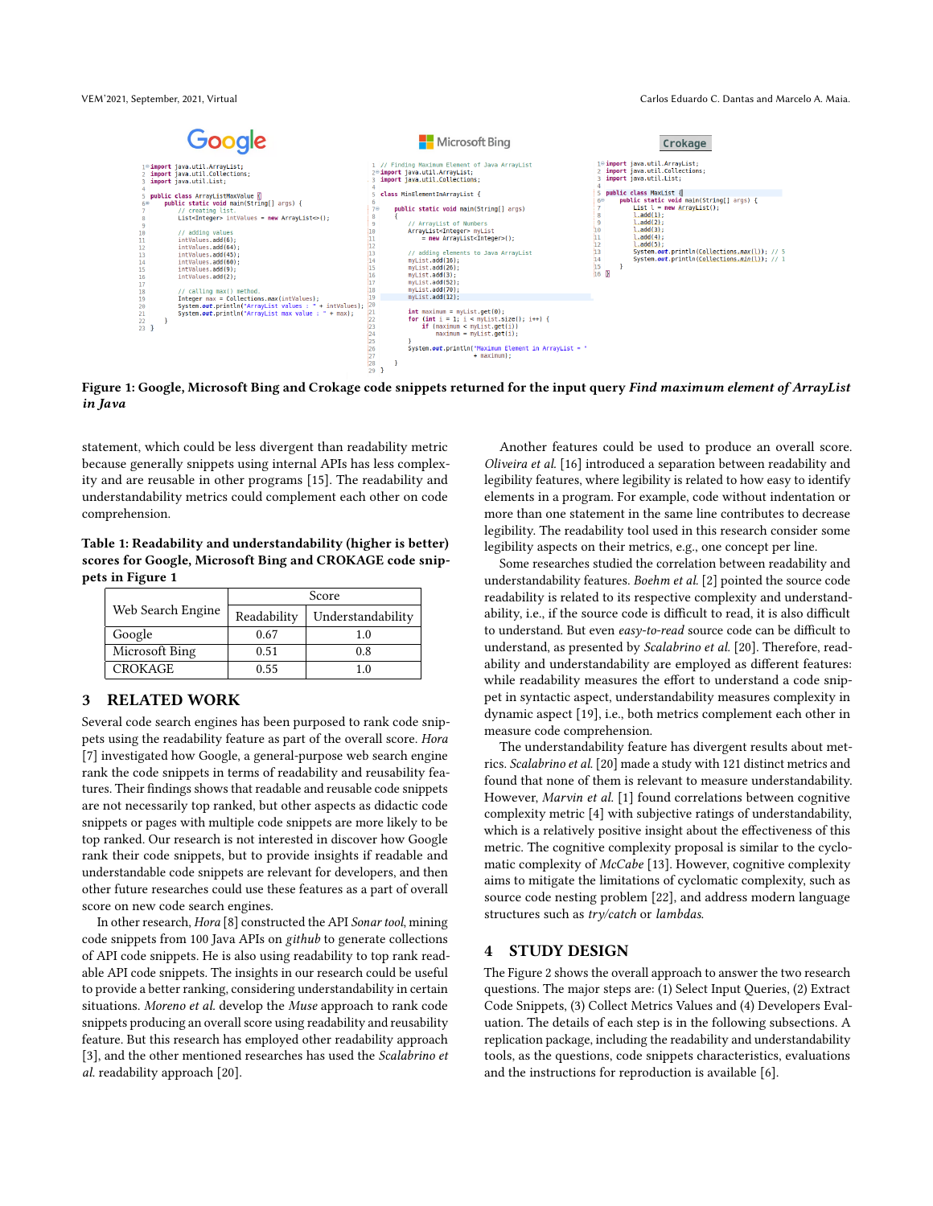**Google**

```java
import java.util.ArrayList;
import java.util.Collections;
import java.util.List;

public class ArrayListMaxValue {
    public static void main(String[] args) {
        // creating list.
        List<Integer> intValues = new ArrayList<>();

        // adding values
        intValues.add(6);
        intValues.add(64);
        intValues.add(45);
        intValues.add(60);
        intValues.add(9);
        intValues.add(2);

        // calling max() method.
        Integer max = Collections.max(intValues);
        System.out.println("ArrayList values : " + intValues);
        System.out.println("ArrayList max value : " + max);
    }
}
```

**Microsoft Bing**

```java
// Finding Maximum Element of Java ArrayList
import java.util.ArrayList;
import java.util.Collections;

class MinElementInArrayList {

    public static void main(String[] args)
    {
        // ArrayList of Numbers
        ArrayList<Integer> myList
            = new ArrayList<Integer>();

        // adding elements to Java ArrayList
        myList.add(16);
        myList.add(26);
        myList.add(3);
        myList.add(52);
        myList.add(70);
        myList.add(12);

        int maximum = myList.get(0);
        for (int i = 1; i < myList.size(); i++) {
            if (maximum < myList.get(i))
                maximum = myList.get(i);
        }
        System.out.println("Maximum Element in ArrayList = "
                           + maximum);
    }
}
```

**Crokage**

```java
import java.util.ArrayList;
import java.util.Collections;
import java.util.List;

public class MaxList {
    public static void main(String[] args) {
        List l = new ArrayList();
        l.add(1);
        l.add(2);
        l.add(3);
        l.add(4);
        l.add(5);
        System.out.println(Collections.max(l)); // 5
        System.out.println(Collections.min(l)); // 1
    }
}
```

**Figure 1: Google, Microsoft Bing and Crokage code snippets returned for the input query *Find maximum element of ArrayList in Java***

statement, which could be less divergent than readability metric because generally snippets using internal APIs has less complexity and are reusable in other programs [15]. The readability and understandability metrics could complement each other on code comprehension.

**Table 1: Readability and understandability (higher is better) scores for Google, Microsoft Bing and CROKAGE code snippets in Figure 1**

| Web Search Engine | Score | |
|---|---|---|
| | Readability | Understandability |
| Google | 0.67 | 1.0 |
| Microsoft Bing | 0.51 | 0.8 |
| CROKAGE | 0.55 | 1.0 |

## 3 RELATED WORK

Several code search engines has been purposed to rank code snippets using the readability feature as part of the overall score. *Hora* [7] investigated how Google, a general-purpose web search engine rank the code snippets in terms of readability and reusability features. Their findings shows that readable and reusable code snippets are not necessarily top ranked, but other aspects as didactic code snippets or pages with multiple code snippets are more likely to be top ranked. Our research is not interested in discover how Google rank their code snippets, but to provide insights if readable and understandable code snippets are relevant for developers, and then other future researches could use these features as a part of overall score on new code search engines.

In other research, *Hora* [8] constructed the API *Sonar tool*, mining code snippets from 100 Java APIs on *github* to generate collections of API code snippets. He is also using readability to top rank readable API code snippets. The insights in our research could be useful to provide a better ranking, considering understandability in certain situations. *Moreno et al.* develop the *Muse* approach to rank code snippets producing an overall score using readability and reusability feature. But this research has employed other readability approach [3], and the other mentioned researches has used the *Scalabrino et al.* readability approach [20].

Another features could be used to produce an overall score. *Oliveira et al.* [16] introduced a separation between readability and legibility features, where legibility is related to how easy to identify elements in a program. For example, code without indentation or more than one statement in the same line contributes to decrease legibility. The readability tool used in this research consider some legibility aspects on their metrics, e.g., one concept per line.

Some researches studied the correlation between readability and understandability features. *Boehm et al.* [2] pointed the source code readability is related to its respective complexity and understandability, i.e., if the source code is difficult to read, it is also difficult to understand. But even *easy-to-read* source code can be difficult to understand, as presented by *Scalabrino et al.* [20]. Therefore, readability and understandability are employed as different features: while readability measures the effort to understand a code snippet in syntactic aspect, understandability measures complexity in dynamic aspect [19], i.e., both metrics complement each other in measure code comprehension.

The understandability feature has divergent results about metrics. *Scalabrino et al.* [20] made a study with 121 distinct metrics and found that none of them is relevant to measure understandability. However, *Marvin et al.* [1] found correlations between cognitive complexity metric [4] with subjective ratings of understandability, which is a relatively positive insight about the effectiveness of this metric. The cognitive complexity proposal is similar to the cyclomatic complexity of *McCabe* [13]. However, cognitive complexity aims to mitigate the limitations of cyclomatic complexity, such as source code nesting problem [22], and address modern language structures such as *try/catch* or *lambdas*.

## 4 STUDY DESIGN

The Figure 2 shows the overall approach to answer the two research questions. The major steps are: (1) Select Input Queries, (2) Extract Code Snippets, (3) Collect Metrics Values and (4) Developers Evaluation. The details of each step is in the following subsections. A replication package, including the readability and understandability tools, as the questions, code snippets characteristics, evaluations and the instructions for reproduction is available [6].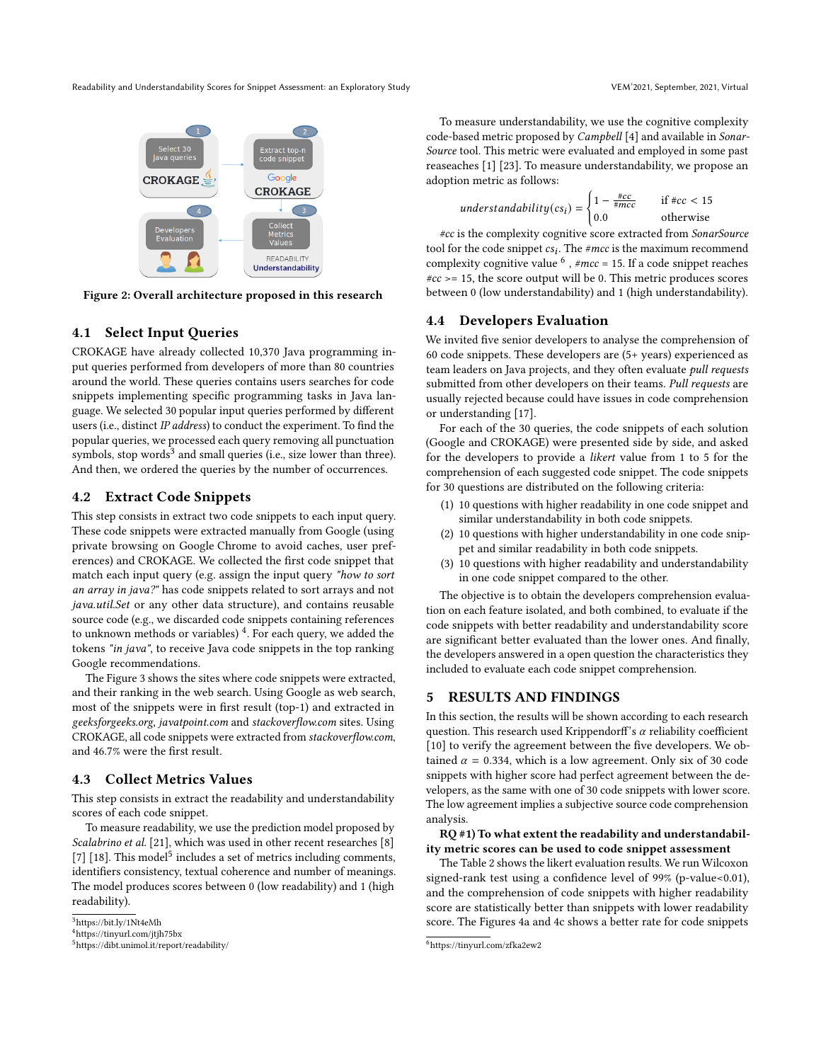Figure 2: Overall architecture proposed in this research

## 4.1 Select Input Queries

CROKAGE have already collected 10,370 Java programming input queries performed from developers of more than 80 countries around the world. These queries contains users searches for code snippets implementing specific programming tasks in Java language. We selected 30 popular input queries performed by different users (i.e., distinct *IP address*) to conduct the experiment. To find the popular queries, we processed each query removing all punctuation symbols, stop words[3] and small queries (i.e., size lower than three). And then, we ordered the queries by the number of occurrences.

## 4.2 Extract Code Snippets

This step consists in extract two code snippets to each input query. These code snippets were extracted manually from Google (using private browsing on Google Chrome to avoid caches, user preferences) and CROKAGE. We collected the first code snippet that match each input query (e.g. assign the input query *"how to sort an array in java?"* has code snippets related to sort arrays and not *java.util.Set* or any other data structure), and contains reusable source code (e.g., we discarded code snippets containing references to unknown methods or variables) [4]. For each query, we added the tokens *"in java"*, to receive Java code snippets in the top ranking Google recommendations.

The Figure 3 shows the sites where code snippets were extracted, and their ranking in the web search. Using Google as web search, most of the snippets were in first result (top-1) and extracted in *geeksforgeeks.org*, *javatpoint.com* and *stackoverflow.com* sites. Using CROKAGE, all code snippets were extracted from *stackoverflow.com*, and 46.7% were the first result.

## 4.3 Collect Metrics Values

This step consists in extract the readability and understandability scores of each code snippet.

To measure readability, we use the prediction model proposed by *Scalabrino et al.* [21], which was used in other recent researches [8] [7] [18]. This model[5] includes a set of metrics including comments, identifiers consistency, textual coherence and number of meanings. The model produces scores between 0 (low readability) and 1 (high readability).

To measure understandability, we use the cognitive complexity code-based metric proposed by *Campbell* [4] and available in *SonarSource* tool. This metric were evaluated and employed in some past reaseaches [1] [23]. To measure understandability, we propose an adoption metric as follows:

$$understandability(cs_i) = \begin{cases} 1 - \frac{\#cc}{\#mcc} & \text{if } \#cc < 15 \\ 0.0 & \text{otherwise} \end{cases}$$

*#cc* is the complexity cognitive score extracted from *SonarSource* tool for the code snippet $cs_i$. The *#mcc* is the maximum recommend complexity cognitive value [6] , *#mcc* = 15. If a code snippet reaches *#cc* >= 15, the score output will be 0. This metric produces scores between 0 (low understandability) and 1 (high understandability).

## 4.4 Developers Evaluation

We invited five senior developers to analyse the comprehension of 60 code snippets. These developers are (5+ years) experienced as team leaders on Java projects, and they often evaluate *pull requests* submitted from other developers on their teams. *Pull requests* are usually rejected because could have issues in code comprehension or understanding [17].

For each of the 30 queries, the code snippets of each solution (Google and CROKAGE) were presented side by side, and asked for the developers to provide a *likert* value from 1 to 5 for the comprehension of each suggested code snippet. The code snippets for 30 questions are distributed on the following criteria:

1. 10 questions with higher readability in one code snippet and similar understandability in both code snippets.
2. 10 questions with higher understandability in one code snippet and similar readability in both code snippets.
3. 10 questions with higher readability and understandability in one code snippet compared to the other.

The objective is to obtain the developers comprehension evaluation on each feature isolated, and both combined, to evaluate if the code snippets with better readability and understandability score are significant better evaluated than the lower ones. And finally, the developers answered in a open question the characteristics they included to evaluate each code snippet comprehension.

# 5 RESULTS AND FINDINGS

In this section, the results will be shown according to each research question. This research used Krippendorff's $\alpha$ reliability coefficient [10] to verify the agreement between the five developers. We obtained $\alpha = 0.334$, which is a low agreement. Only six of 30 code snippets with higher score had perfect agreement between the developers, as the same with one of 30 code snippets with lower score. The low agreement implies a subjective source code comprehension analysis.

**RQ #1) To what extent the readability and understandability metric scores can be used to code snippet assessment**

The Table 2 shows the likert evaluation results. We run Wilcoxon signed-rank test using a confidence level of 99% (p-value<0.01), and the comprehension of code snippets with higher readability score are statistically better than snippets with lower readability score. The Figures 4a and 4c shows a better rate for code snippets

[3] https://bit.ly/1Nt4eMh
[4] https://tinyurl.com/jtjh75bx
[5] https://dibt.unimol.it/report/readability/
[6] https://tinyurl.com/zfka2ew2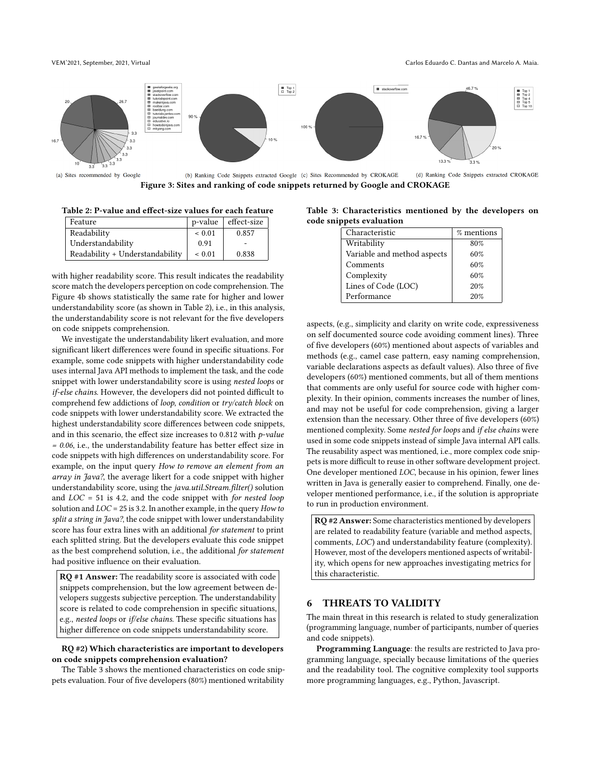(a) Sites recommended by Google (b) Ranking Code Snippets extracted Google (c) Sites Recommended by CROKAGE (d) Ranking Code Snippets extracted CROKAGE

**Figure 3: Sites and ranking of code snippets returned by Google and CROKAGE**

**Table 2: P-value and effect-size values for each feature**

| Feature | p-value | effect-size |
|---|---|---|
| Readability | < 0.01 | 0.857 |
| Understandability | 0.91 | - |
| Readability + Understandability | < 0.01 | 0.838 |

with higher readability score. This result indicates the readability score match the developers perception on code comprehension. The Figure 4b shows statistically the same rate for higher and lower understandability score (as shown in Table 2), i.e., in this analysis, the understandability score is not relevant for the five developers on code snippets comprehension.

We investigate the understandability likert evaluation, and more significant likert differences were found in specific situations. For example, some code snippets with higher understandability code uses internal Java API methods to implement the task, and the code snippet with lower understandability score is using *nested loops* or *if-else chains*. However, the developers did not pointed difficult to comprehend few addictions of *loop, condition* or *try/catch block* on code snippets with lower understandability score. We extracted the highest understandability score differences between code snippets, and in this scenario, the effect size increases to 0.812 with *p-value = 0.06*, i.e., the understandability feature has better effect size in code snippets with high differences on understandability score. For example, on the input query *How to remove an element from an array in Java?*, the average likert for a code snippet with higher understandability score, using the *java.util.Stream.filter()* solution and *LOC* = 51 is 4.2, and the code snippet with *for nested loop* solution and *LOC* = 25 is 3.2. In another example, in the query *How to split a string in Java?*, the code snippet with lower understandability score has four extra lines with an additional *for statement* to print each splitted string. But the developers evaluate this code snippet as the best comprehend solution, i.e., the additional *for statement* had positive influence on their evaluation.

> **RQ #1 Answer:** The readability score is associated with code snippets comprehension, but the low agreement between developers suggests subjective perception. The understandability score is related to code comprehension in specific situations, e.g., *nested loops* or *if/else chains*. These specific situations has higher difference on code snippets understandability score.

**RQ #2) Which characteristics are important to developers on code snippets comprehension evaluation?**

The Table 3 shows the mentioned characteristics on code snippets evaluation. Four of five developers (80%) mentioned writability

**Table 3: Characteristics mentioned by the developers on code snippets evaluation**

| Characteristic | % mentions |
|---|---|
| Writability | 80% |
| Variable and method aspects | 60% |
| Comments | 60% |
| Complexity | 60% |
| Lines of Code (LOC) | 20% |
| Performance | 20% |

aspects, (e.g., simplicity and clarity on write code, expressiveness on self documented source code avoiding comment lines). Three of five developers (60%) mentioned about aspects of variables and methods (e.g., camel case pattern, easy naming comprehension, variable declarations aspects as default values). Also three of five developers (60%) mentioned comments, but all of them mentions that comments are only useful for source code with higher complexity. In their opinion, comments increases the number of lines, and may not be useful for code comprehension, giving a larger extension than the necessary. Other three of five developers (60%) mentioned complexity. Some *nested for loops* and *if else chains* were used in some code snippets instead of simple Java internal API calls. The reusability aspect was mentioned, i.e., more complex code snippets is more difficult to reuse in other software development project. One developer mentioned *LOC*, because in his opinion, fewer lines written in Java is generally easier to comprehend. Finally, one developer mentioned performance, i.e., if the solution is appropriate to run in production environment.

> **RQ #2 Answer:** Some characteristics mentioned by developers are related to readability feature (variable and method aspects, comments, *LOC*) and understandability feature (complexity). However, most of the developers mentioned aspects of writability, which opens for new approaches investigating metrics for this characteristic.

## 6 THREATS TO VALIDITY

The main threat in this research is related to study generalization (programming language, number of participants, number of queries and code snippets).

**Programming Language**: the results are restricted to Java programming language, specially because limitations of the queries and the readability tool. The cognitive complexity tool supports more programming languages, e.g., Python, Javascript.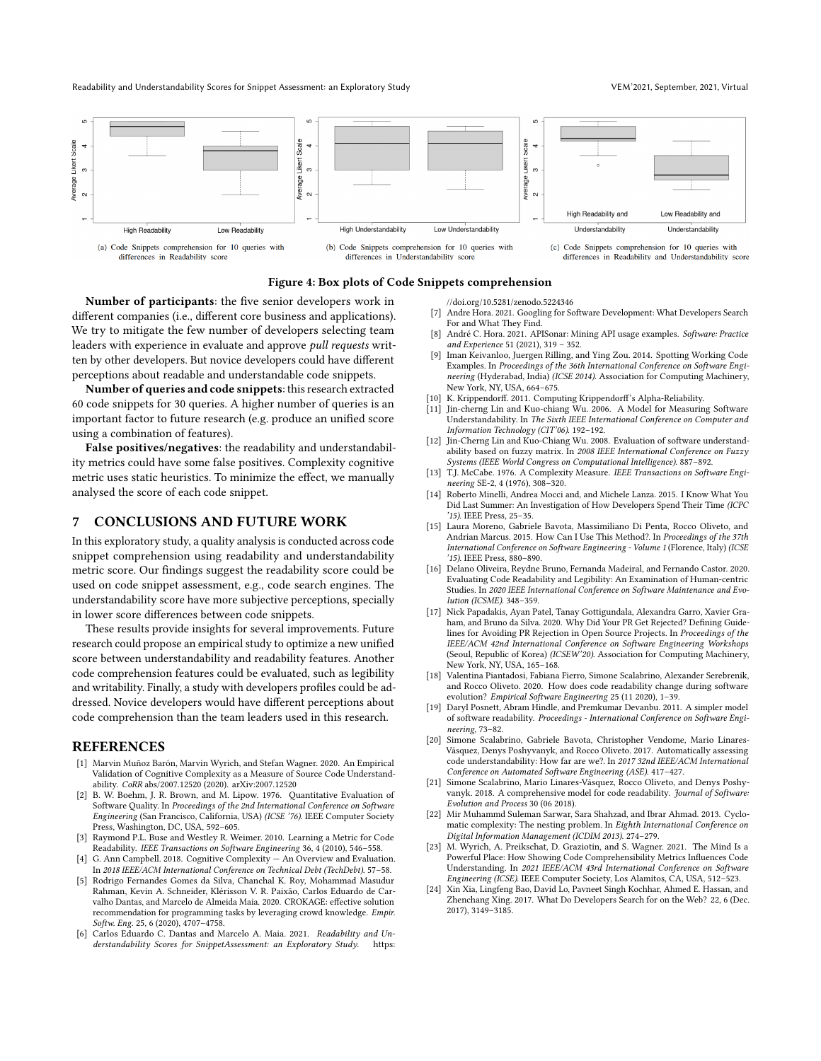5

Average Likert Scale

1 2 3 4 5

High Readability

Low Readability

(a) Code Snippets comprehension for 10 queries with differences in Readability score

Average Likert Scale

1 2 3 4 5

High Understandability

Low Understandability

(b) Code Snippets comprehension for 10 queries with differences in Understandability score

Average Likert Scale

1 2 3 4 5

High Readability and Understandability

Low Readability and Understandability

(c) Code Snippets comprehension for 10 queries with differences in Readability and Understandability score

**Figure 4: Box plots of Code Snippets comprehension**

**Number of participants**: the five senior developers work in different companies (i.e., different core business and applications). We try to mitigate the few number of developers selecting team leaders with experience in evaluate and approve *pull requests* written by other developers. But novice developers could have different perceptions about readable and understandable code snippets.

**Number of queries and code snippets**: this research extracted 60 code snippets for 30 queries. A higher number of queries is an important factor to future research (e.g. produce an unified score using a combination of features).

**False positives/negatives**: the readability and understandability metrics could have some false positives. Complexity cognitive metric uses static heuristics. To minimize the effect, we manually analysed the score of each code snippet.

## 7 CONCLUSIONS AND FUTURE WORK

In this exploratory study, a quality analysis is conducted across code snippet comprehension using readability and understandability metric score. Our findings suggest the readability score could be used on code snippet assessment, e.g., code search engines. The understandability score have more subjective perceptions, specially in lower score differences between code snippets.

These results provide insights for several improvements. Future research could propose an empirical study to optimize a new unified score between understandability and readability features. Another code comprehension features could be evaluated, such as legibility and writability. Finally, a study with developers profiles could be addressed. Novice developers would have different perceptions about code comprehension than the team leaders used in this research.

## REFERENCES

[1] Marvin Muñoz Barón, Marvin Wyrich, and Stefan Wagner. 2020. An Empirical Validation of Cognitive Complexity as a Measure of Source Code Understandability. *CoRR* abs/2007.12520 (2020). arXiv:2007.12520

[2] B. W. Boehm, J. R. Brown, and M. Lipow. 1976. Quantitative Evaluation of Software Quality. In *Proceedings of the 2nd International Conference on Software Engineering* (San Francisco, California, USA) *(ICSE '76)*. IEEE Computer Society Press, Washington, DC, USA, 592–605.

[3] Raymond P.L. Buse and Westley R. Weimer. 2010. Learning a Metric for Code Readability. *IEEE Transactions on Software Engineering* 36, 4 (2010), 546–558.

[4] G. Ann Campbell. 2018. Cognitive Complexity — An Overview and Evaluation. In *2018 IEEE/ACM International Conference on Technical Debt (TechDebt)*. 57–58.

[5] Rodrigo Fernandes Gomes da Silva, Chanchal K. Roy, Mohammad Masudur Rahman, Kevin A. Schneider, Klérisson V. R. Paixão, Carlos Eduardo de Carvalho Dantas, and Marcelo de Almeida Maia. 2020. CROKAGE: effective solution recommendation for programming tasks by leveraging crowd knowledge. *Empir. Softw. Eng.* 25, 6 (2020), 4707–4758.

[6] Carlos Eduardo C. Dantas and Marcelo A. Maia. 2021. *Readability and Understandability Scores for SnippetAssessment: an Exploratory Study*. https://doi.org/10.5281/zenodo.5224346

[7] Andre Hora. 2021. Googling for Software Development: What Developers Search For and What They Find.

[8] André C. Hora. 2021. APISonar: Mining API usage examples. *Software: Practice and Experience* 51 (2021), 319 – 352.

[9] Iman Keivanloo, Juergen Rilling, and Ying Zou. 2014. Spotting Working Code Examples. In *Proceedings of the 36th International Conference on Software Engineering* (Hyderabad, India) *(ICSE 2014)*. Association for Computing Machinery, New York, NY, USA, 664–675.

[10] K. Krippendorff. 2011. Computing Krippendorff's Alpha-Reliability.

[11] Jin-cherng Lin and Kuo-chiang Wu. 2006. A Model for Measuring Software Understandability. In *The Sixth IEEE International Conference on Computer and Information Technology (CIT'06)*. 192–192.

[12] Jin-Cherng Lin and Kuo-Chiang Wu. 2008. Evaluation of software understandability based on fuzzy matrix. In *2008 IEEE International Conference on Fuzzy Systems (IEEE World Congress on Computational Intelligence)*. 887–892.

[13] T.J. McCabe. 1976. A Complexity Measure. *IEEE Transactions on Software Engineering* SE-2, 4 (1976), 308–320.

[14] Roberto Minelli, Andrea Mocci and, and Michele Lanza. 2015. I Know What You Did Last Summer: An Investigation of How Developers Spend Their Time *(ICPC '15)*. IEEE Press, 25–35.

[15] Laura Moreno, Gabriele Bavota, Massimiliano Di Penta, Rocco Oliveto, and Andrian Marcus. 2015. How Can I Use This Method?. In *Proceedings of the 37th International Conference on Software Engineering - Volume 1* (Florence, Italy) *(ICSE '15)*. IEEE Press, 880–890.

[16] Delano Oliveira, Reydne Bruno, Fernanda Madeiral, and Fernando Castor. 2020. Evaluating Code Readability and Legibility: An Examination of Human-centric Studies. In *2020 IEEE International Conference on Software Maintenance and Evolution (ICSME)*. 348–359.

[17] Nick Papadakis, Ayan Patel, Tanay Gottigundala, Alexandra Garro, Xavier Graham, and Bruno da Silva. 2020. Why Did Your PR Get Rejected? Defining Guidelines for Avoiding PR Rejection in Open Source Projects. In *Proceedings of the IEEE/ACM 42nd International Conference on Software Engineering Workshops* (Seoul, Republic of Korea) *(ICSEW'20)*. Association for Computing Machinery, New York, NY, USA, 165–168.

[18] Valentina Piantadosi, Fabiana Fierro, Simone Scalabrino, Alexander Serebrenik, and Rocco Oliveto. 2020. How does code readability change during software evolution? *Empirical Software Engineering* 25 (11 2020), 1–39.

[19] Daryl Posnett, Abram Hindle, and Premkumar Devanbu. 2011. A simpler model of software readability. *Proceedings - International Conference on Software Engineering*, 73–82.

[20] Simone Scalabrino, Gabriele Bavota, Christopher Vendome, Mario Linares-Vásquez, Denys Poshyvanyk, and Rocco Oliveto. 2017. Automatically assessing code understandability: How far are we?. In *2017 32nd IEEE/ACM International Conference on Automated Software Engineering (ASE)*. 417–427.

[21] Simone Scalabrino, Mario Linares-Vásquez, Rocco Oliveto, and Denys Poshyvanyk. 2018. A comprehensive model for code readability. *Journal of Software: Evolution and Process* 30 (06 2018).

[22] Mir Muhammd Suleman Sarwar, Sara Shahzad, and Ibrar Ahmad. 2013. Cyclomatic complexity: The nesting problem. In *Eighth International Conference on Digital Information Management (ICDIM 2013)*. 274–279.

[23] M. Wyrich, A. Preikschat, D. Graziotin, and S. Wagner. 2021. The Mind Is a Powerful Place: How Showing Code Comprehensibility Metrics Influences Code Understanding. In *2021 IEEE/ACM 43rd International Conference on Software Engineering (ICSE)*. IEEE Computer Society, Los Alamitos, CA, USA, 512–523.

[24] Xin Xia, Lingfeng Bao, David Lo, Pavneet Singh Kochhar, Ahmed E. Hassan, and Zhenchang Xing. 2017. What Do Developers Search for on the Web? 22, 6 (Dec. 2017), 3149–3185.